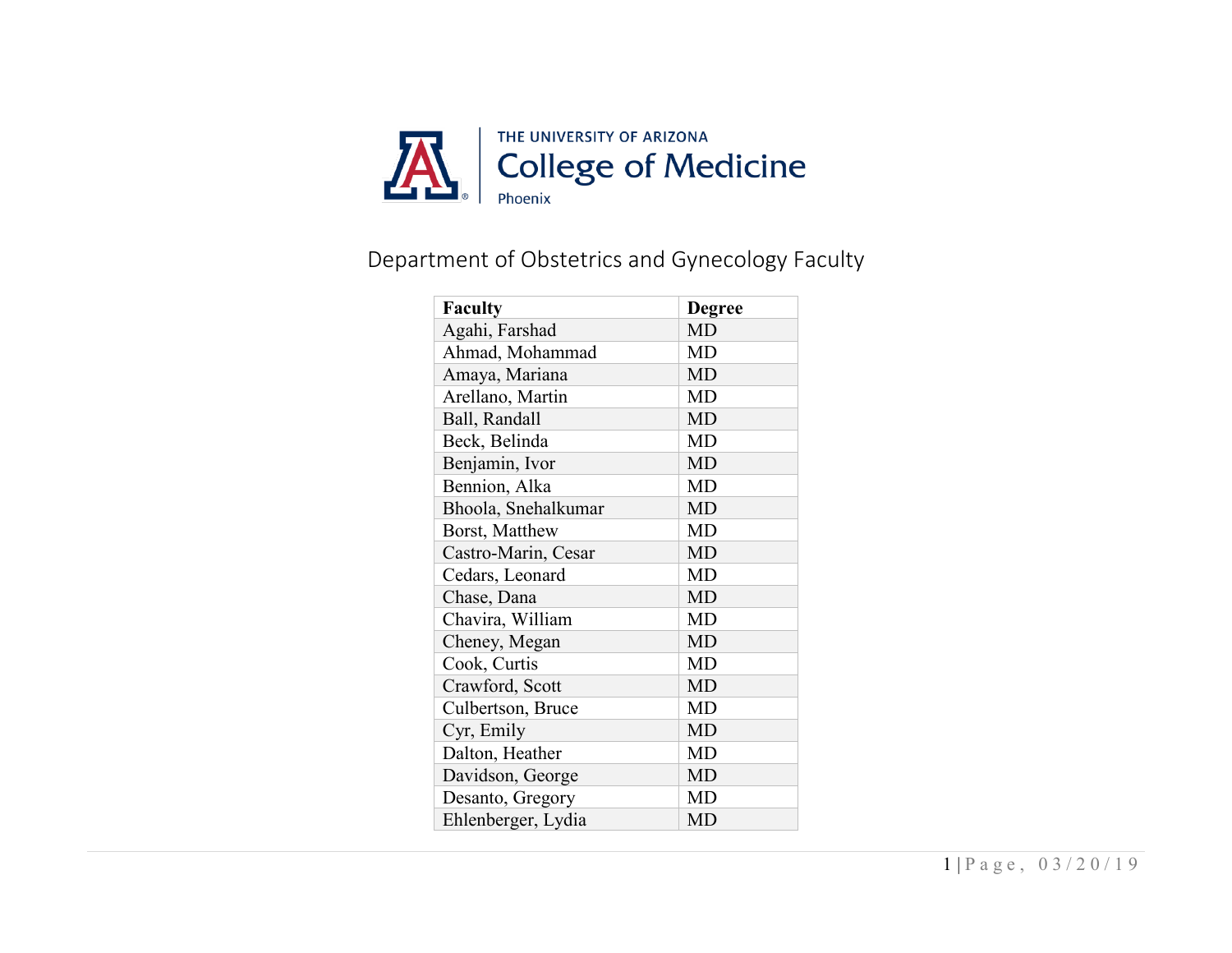THE UNIVERSITY OF ARIZONA

# College of Medicine

Phoenix

## Department of Obstetrics and Gynecology Faculty

| Faculty | Degree |
|---|---|
| Agahi, Farshad | MD |
| Ahmad, Mohammad | MD |
| Amaya, Mariana | MD |
| Arellano, Martin | MD |
| Ball, Randall | MD |
| Beck, Belinda | MD |
| Benjamin, Ivor | MD |
| Bennion, Alka | MD |
| Bhoola, Snehalkumar | MD |
| Borst, Matthew | MD |
| Castro-Marin, Cesar | MD |
| Cedars, Leonard | MD |
| Chase, Dana | MD |
| Chavira, William | MD |
| Cheney, Megan | MD |
| Cook, Curtis | MD |
| Crawford, Scott | MD |
| Culbertson, Bruce | MD |
| Cyr, Emily | MD |
| Dalton, Heather | MD |
| Davidson, George | MD |
| Desanto, Gregory | MD |
| Ehlenberger, Lydia | MD |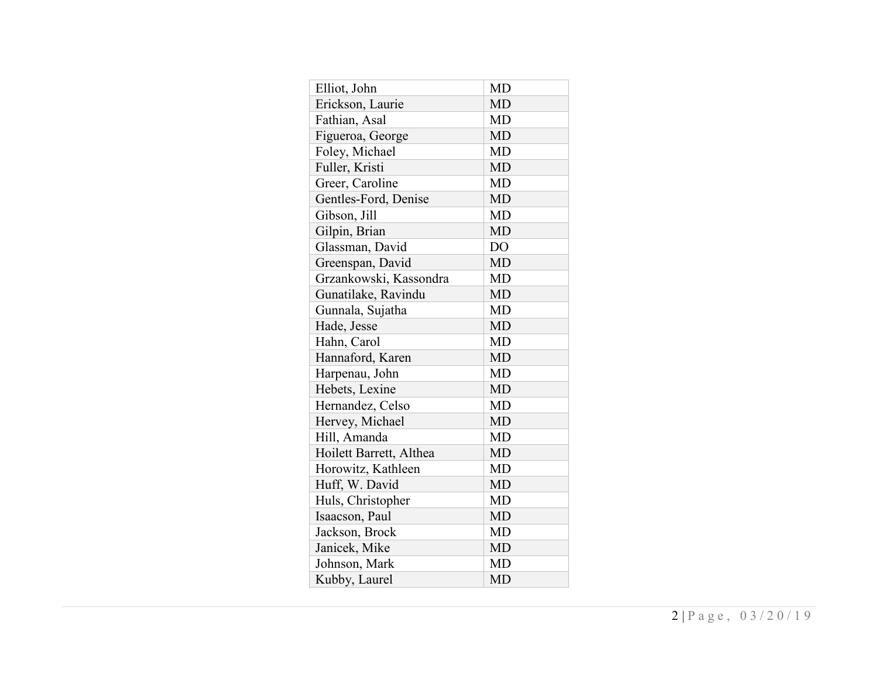| Elliot, John | MD |
|---|---|
| Erickson, Laurie | MD |
| Fathian, Asal | MD |
| Figueroa, George | MD |
| Foley, Michael | MD |
| Fuller, Kristi | MD |
| Greer, Caroline | MD |
| Gentles-Ford, Denise | MD |
| Gibson, Jill | MD |
| Gilpin, Brian | MD |
| Glassman, David | DO |
| Greenspan, David | MD |
| Grzankowski, Kassondra | MD |
| Gunatilake, Ravindu | MD |
| Gunnala, Sujatha | MD |
| Hade, Jesse | MD |
| Hahn, Carol | MD |
| Hannaford, Karen | MD |
| Harpenau, John | MD |
| Hebets, Lexine | MD |
| Hernandez, Celso | MD |
| Hervey, Michael | MD |
| Hill, Amanda | MD |
| Hoilett Barrett, Althea | MD |
| Horowitz, Kathleen | MD |
| Huff, W. David | MD |
| Huls, Christopher | MD |
| Isaacson, Paul | MD |
| Jackson, Brock | MD |
| Janicek, Mike | MD |
| Johnson, Mark | MD |
| Kubby, Laurel | MD |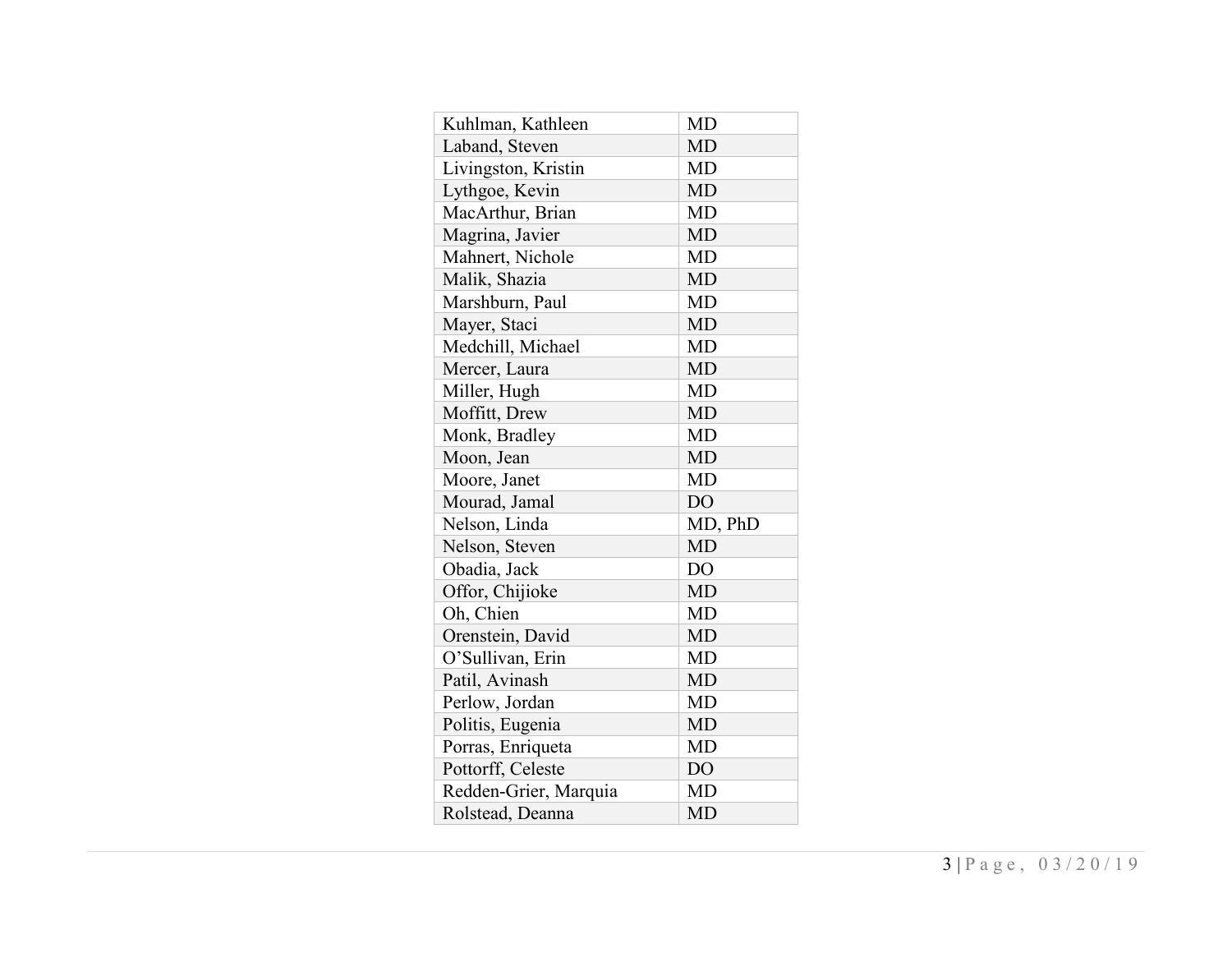| Kuhlman, Kathleen | MD |
|---|---|
| Laband, Steven | MD |
| Livingston, Kristin | MD |
| Lythgoe, Kevin | MD |
| MacArthur, Brian | MD |
| Magrina, Javier | MD |
| Mahnert, Nichole | MD |
| Malik, Shazia | MD |
| Marshburn, Paul | MD |
| Mayer, Staci | MD |
| Medchill, Michael | MD |
| Mercer, Laura | MD |
| Miller, Hugh | MD |
| Moffitt, Drew | MD |
| Monk, Bradley | MD |
| Moon, Jean | MD |
| Moore, Janet | MD |
| Mourad, Jamal | DO |
| Nelson, Linda | MD, PhD |
| Nelson, Steven | MD |
| Obadia, Jack | DO |
| Offor, Chijioke | MD |
| Oh, Chien | MD |
| Orenstein, David | MD |
| O'Sullivan, Erin | MD |
| Patil, Avinash | MD |
| Perlow, Jordan | MD |
| Politis, Eugenia | MD |
| Porras, Enriqueta | MD |
| Pottorff, Celeste | DO |
| Redden-Grier, Marquia | MD |
| Rolstead, Deanna | MD |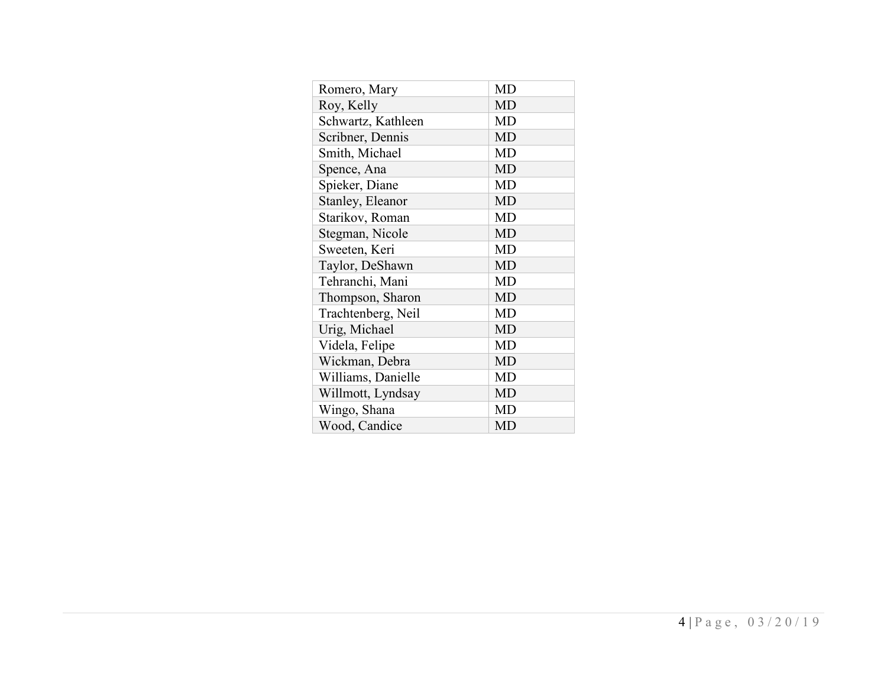| | |
|---|---|
| Romero, Mary | MD |
| Roy, Kelly | MD |
| Schwartz, Kathleen | MD |
| Scribner, Dennis | MD |
| Smith, Michael | MD |
| Spence, Ana | MD |
| Spieker, Diane | MD |
| Stanley, Eleanor | MD |
| Starikov, Roman | MD |
| Stegman, Nicole | MD |
| Sweeten, Keri | MD |
| Taylor, DeShawn | MD |
| Tehranchi, Mani | MD |
| Thompson, Sharon | MD |
| Trachtenberg, Neil | MD |
| Urig, Michael | MD |
| Videla, Felipe | MD |
| Wickman, Debra | MD |
| Williams, Danielle | MD |
| Willmott, Lyndsay | MD |
| Wingo, Shana | MD |
| Wood, Candice | MD |